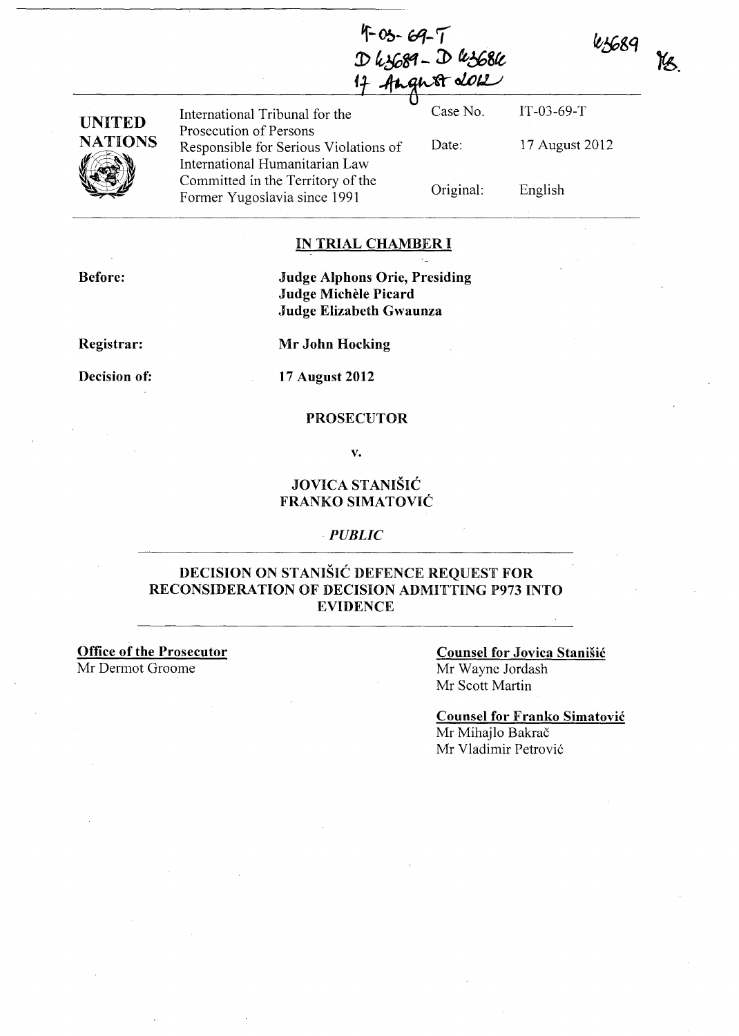IT-03-69-T
D 63689 - D 63686
17 August 2012

63689 TS.

| UNITED NATIONS | International Tribunal for the Prosecution of Persons Responsible for Serious Violations of International Humanitarian Law Committed in the Territory of the Former Yugoslavia since 1991 | Case No. | IT-03-69-T |
|---|---|---|---|
| | | Date: | 17 August 2012 |
| | | Original: | English |

## IN TRIAL CHAMBER I

**Before:** **Judge Alphons Orie, Presiding**
**Judge Michèle Picard**
**Judge Elizabeth Gwaunza**

**Registrar:** **Mr John Hocking**

**Decision of:** **17 August 2012**

**PROSECUTOR**

**v.**

**JOVICA STANIŠIĆ**
**FRANKO SIMATOVIĆ**

*PUBLIC*

## DECISION ON STANIŠIĆ DEFENCE REQUEST FOR RECONSIDERATION OF DECISION ADMITTING P973 INTO EVIDENCE

**Office of the Prosecutor**
Mr Dermot Groome

**Counsel for Jovica Stanišić**
Mr Wayne Jordash
Mr Scott Martin

**Counsel for Franko Simatović**
Mr Mihajlo Bakrač
Mr Vladimir Petrović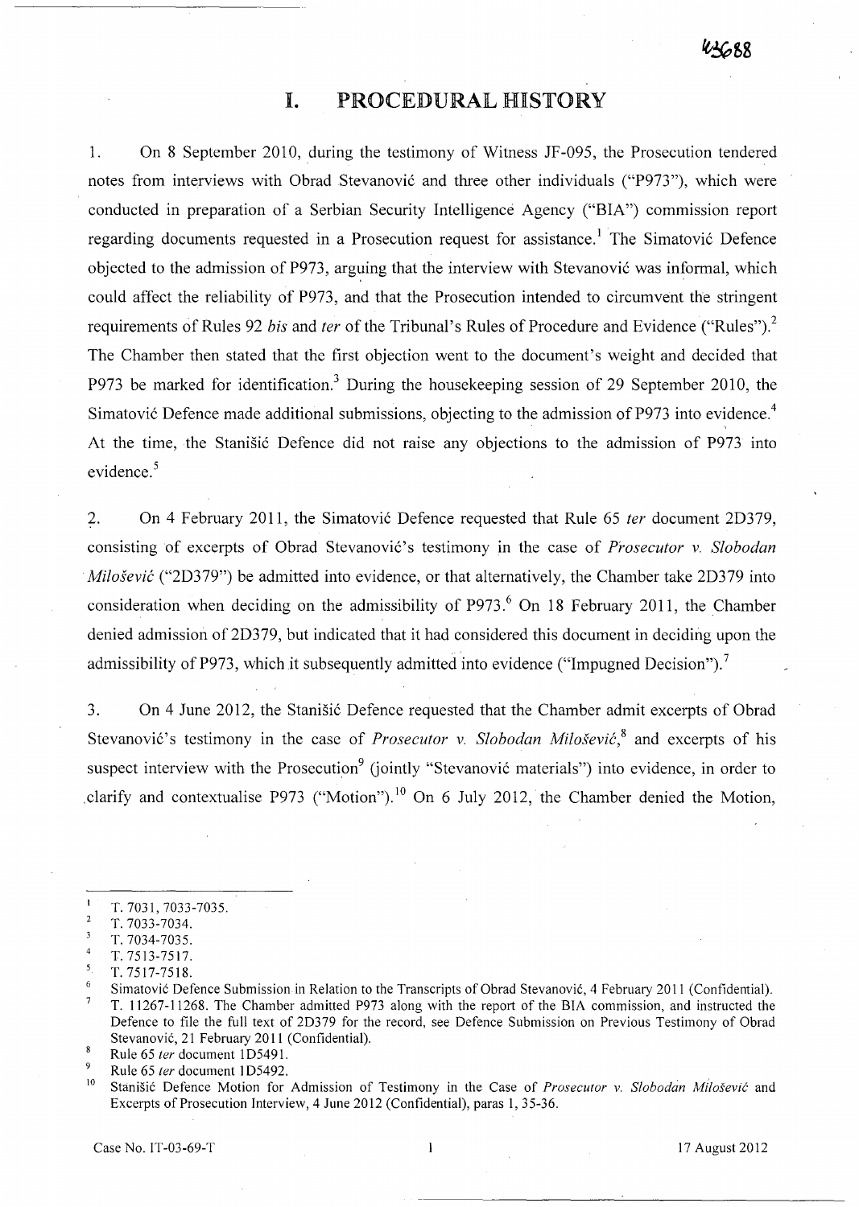# I. PROCEDURAL HISTORY

1. On 8 September 2010, during the testimony of Witness JF-095, the Prosecution tendered notes from interviews with Obrad Stevanović and three other individuals ("P973"), which were conducted in preparation of a Serbian Security Intelligence Agency ("BIA") commission report regarding documents requested in a Prosecution request for assistance.[1] The Simatović Defence objected to the admission of P973, arguing that the interview with Stevanović was informal, which could affect the reliability of P973, and that the Prosecution intended to circumvent the stringent requirements of Rules 92 *bis* and *ter* of the Tribunal's Rules of Procedure and Evidence ("Rules").[2] The Chamber then stated that the first objection went to the document's weight and decided that P973 be marked for identification.[3] During the housekeeping session of 29 September 2010, the Simatović Defence made additional submissions, objecting to the admission of P973 into evidence.[4] At the time, the Stanišić Defence did not raise any objections to the admission of P973 into evidence.[5]

2. On 4 February 2011, the Simatović Defence requested that Rule 65 *ter* document 2D379, consisting of excerpts of Obrad Stevanović's testimony in the case of *Prosecutor v. Slobodan Milošević* ("2D379") be admitted into evidence, or that alternatively, the Chamber take 2D379 into consideration when deciding on the admissibility of P973.[6] On 18 February 2011, the Chamber denied admission of 2D379, but indicated that it had considered this document in deciding upon the admissibility of P973, which it subsequently admitted into evidence ("Impugned Decision").[7]

3. On 4 June 2012, the Stanišić Defence requested that the Chamber admit excerpts of Obrad Stevanović's testimony in the case of *Prosecutor v. Slobodan Milošević*,[8] and excerpts of his suspect interview with the Prosecution[9] (jointly "Stevanović materials") into evidence, in order to clarify and contextualise P973 ("Motion").[10] On 6 July 2012, the Chamber denied the Motion,

---

[1] T. 7031, 7033-7035.
[2] T. 7033-7034.
[3] T. 7034-7035.
[4] T. 7513-7517.
[5] T. 7517-7518.
[6] Simatović Defence Submission in Relation to the Transcripts of Obrad Stevanović, 4 February 2011 (Confidential).
[7] T. 11267-11268. The Chamber admitted P973 along with the report of the BIA commission, and instructed the Defence to file the full text of 2D379 for the record, see Defence Submission on Previous Testimony of Obrad Stevanović, 21 February 2011 (Confidential).
[8] Rule 65 *ter* document 1D5491.
[9] Rule 65 *ter* document 1D5492.
[10] Stanišić Defence Motion for Admission of Testimony in the Case of *Prosecutor v. Slobodan Milošević* and Excerpts of Prosecution Interview, 4 June 2012 (Confidential), paras 1, 35-36.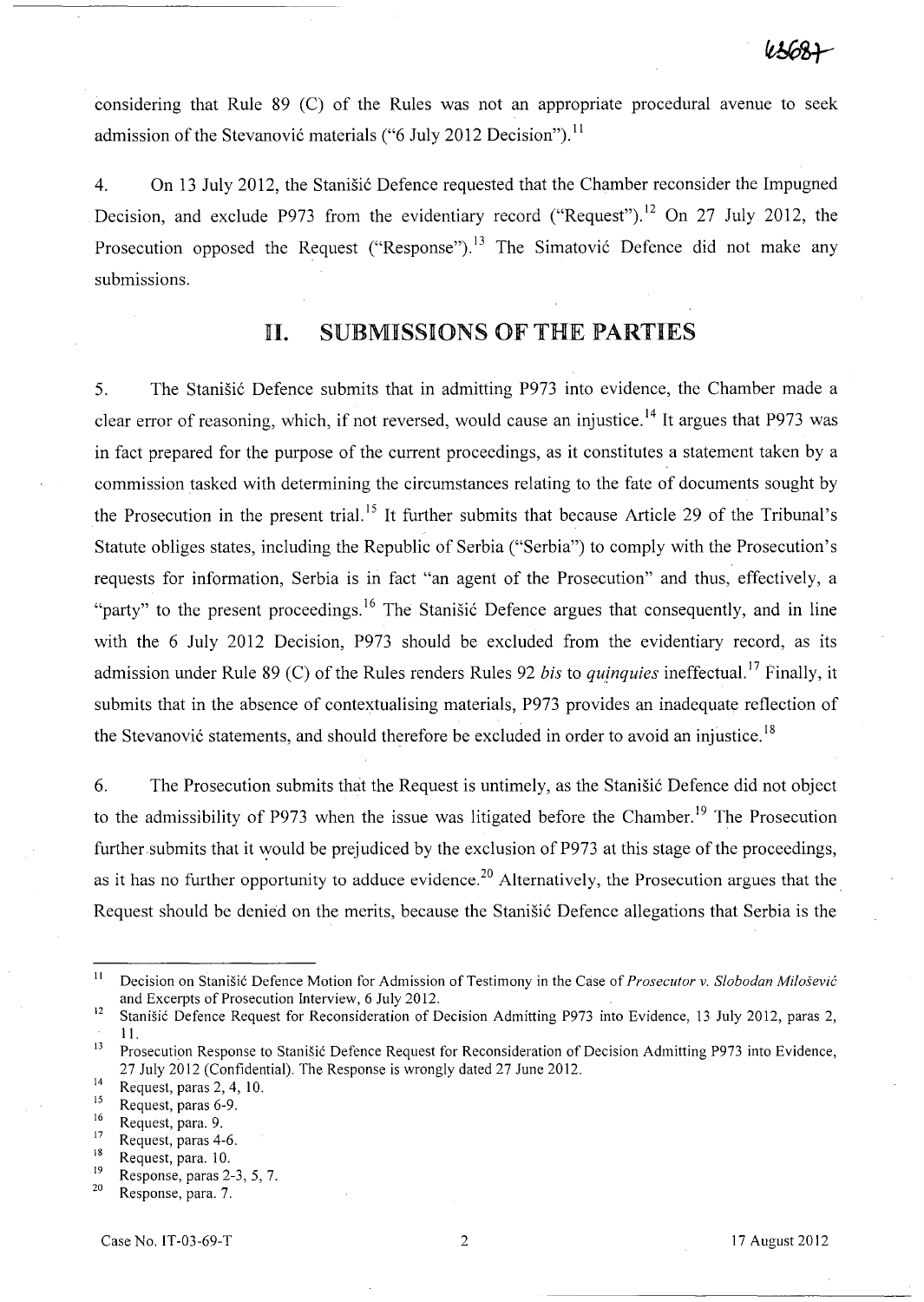considering that Rule 89 (C) of the Rules was not an appropriate procedural avenue to seek admission of the Stevanović materials ("6 July 2012 Decision").[11]

4. On 13 July 2012, the Stanišić Defence requested that the Chamber reconsider the Impugned Decision, and exclude P973 from the evidentiary record ("Request").[12] On 27 July 2012, the Prosecution opposed the Request ("Response").[13] The Simatović Defence did not make any submissions.

## II. SUBMISSIONS OF THE PARTIES

5. The Stanišić Defence submits that in admitting P973 into evidence, the Chamber made a clear error of reasoning, which, if not reversed, would cause an injustice.[14] It argues that P973 was in fact prepared for the purpose of the current proceedings, as it constitutes a statement taken by a commission tasked with determining the circumstances relating to the fate of documents sought by the Prosecution in the present trial.[15] It further submits that because Article 29 of the Tribunal's Statute obliges states, including the Republic of Serbia ("Serbia") to comply with the Prosecution's requests for information, Serbia is in fact "an agent of the Prosecution" and thus, effectively, a "party" to the present proceedings.[16] The Stanišić Defence argues that consequently, and in line with the 6 July 2012 Decision, P973 should be excluded from the evidentiary record, as its admission under Rule 89 (C) of the Rules renders Rules 92 *bis* to *quinquies* ineffectual.[17] Finally, it submits that in the absence of contextualising materials, P973 provides an inadequate reflection of the Stevanović statements, and should therefore be excluded in order to avoid an injustice.[18]

6. The Prosecution submits that the Request is untimely, as the Stanišić Defence did not object to the admissibility of P973 when the issue was litigated before the Chamber.[19] The Prosecution further submits that it would be prejudiced by the exclusion of P973 at this stage of the proceedings, as it has no further opportunity to adduce evidence.[20] Alternatively, the Prosecution argues that the Request should be denied on the merits, because the Stanišić Defence allegations that Serbia is the

---

[11] Decision on Stanišić Defence Motion for Admission of Testimony in the Case of *Prosecutor v. Slobodan Milošević* and Excerpts of Prosecution Interview, 6 July 2012.

[12] Stanišić Defence Request for Reconsideration of Decision Admitting P973 into Evidence, 13 July 2012, paras 2, 11.

[13] Prosecution Response to Stanišić Defence Request for Reconsideration of Decision Admitting P973 into Evidence, 27 July 2012 (Confidential). The Response is wrongly dated 27 June 2012.

[14] Request, paras 2, 4, 10.

[15] Request, paras 6-9.

[16] Request, para. 9.

[17] Request, paras 4-6.

[18] Request, para. 10.

[19] Response, paras 2-3, 5, 7.

[20] Response, para. 7.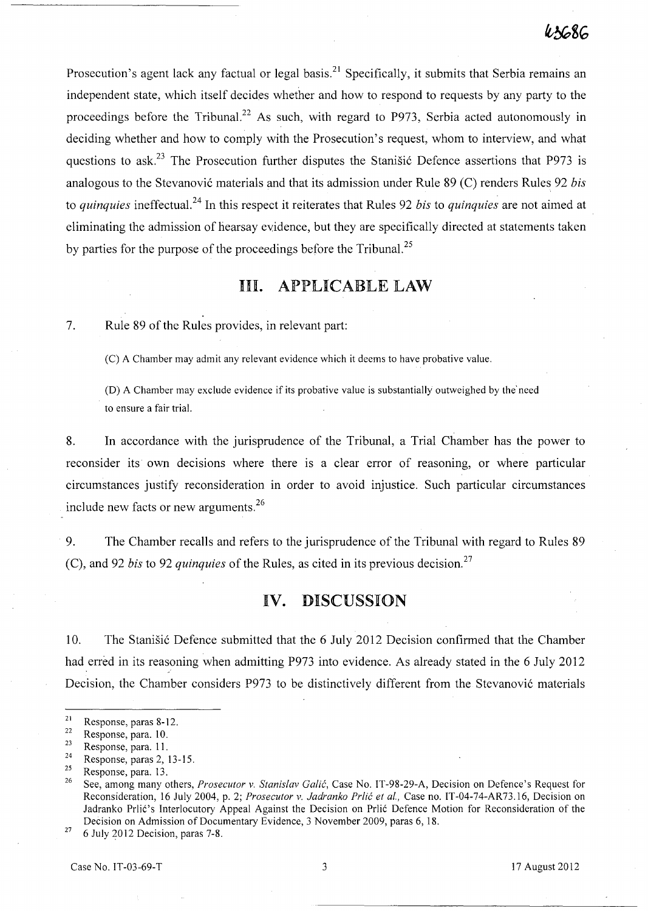Prosecution's agent lack any factual or legal basis.[21] Specifically, it submits that Serbia remains an independent state, which itself decides whether and how to respond to requests by any party to the proceedings before the Tribunal.[22] As such, with regard to P973, Serbia acted autonomously in deciding whether and how to comply with the Prosecution's request, whom to interview, and what questions to ask.[23] The Prosecution further disputes the Stanišić Defence assertions that P973 is analogous to the Stevanović materials and that its admission under Rule 89 (C) renders Rules 92 *bis* to *quinquies* ineffectual.[24] In this respect it reiterates that Rules 92 *bis* to *quinquies* are not aimed at eliminating the admission of hearsay evidence, but they are specifically directed at statements taken by parties for the purpose of the proceedings before the Tribunal.[25]

## III. APPLICABLE LAW

7. Rule 89 of the Rules provides, in relevant part:

> (C) A Chamber may admit any relevant evidence which it deems to have probative value.
>
> (D) A Chamber may exclude evidence if its probative value is substantially outweighed by the need to ensure a fair trial.

8. In accordance with the jurisprudence of the Tribunal, a Trial Chamber has the power to reconsider its own decisions where there is a clear error of reasoning, or where particular circumstances justify reconsideration in order to avoid injustice. Such particular circumstances include new facts or new arguments.[26]

9. The Chamber recalls and refers to the jurisprudence of the Tribunal with regard to Rules 89 (C), and 92 *bis* to 92 *quinquies* of the Rules, as cited in its previous decision.[27]

## IV. DISCUSSION

10. The Stanišić Defence submitted that the 6 July 2012 Decision confirmed that the Chamber had erred in its reasoning when admitting P973 into evidence. As already stated in the 6 July 2012 Decision, the Chamber considers P973 to be distinctively different from the Stevanović materials

---

[21] Response, paras 8-12.

[22] Response, para. 10.

[23] Response, para. 11.

[24] Response, paras 2, 13-15.

[25] Response, para. 13.

[26] See, among many others, *Prosecutor v. Stanislav Galić*, Case No. IT-98-29-A, Decision on Defence's Request for Reconsideration, 16 July 2004, p. 2; *Prosecutor v. Jadranko Prlić et al.*, Case no. IT-04-74-AR73.16, Decision on Jadranko Prlić's Interlocutory Appeal Against the Decision on Prlić Defence Motion for Reconsideration of the Decision on Admission of Documentary Evidence, 3 November 2009, paras 6, 18.

[27] 6 July 2012 Decision, paras 7-8.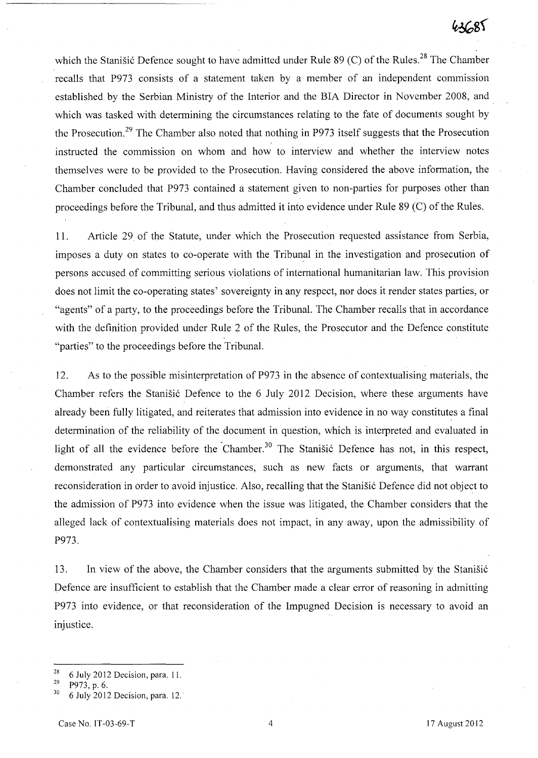which the Stanišić Defence sought to have admitted under Rule 89 (C) of the Rules.[28] The Chamber recalls that P973 consists of a statement taken by a member of an independent commission established by the Serbian Ministry of the Interior and the BIA Director in November 2008, and which was tasked with determining the circumstances relating to the fate of documents sought by the Prosecution.[29] The Chamber also noted that nothing in P973 itself suggests that the Prosecution instructed the commission on whom and how to interview and whether the interview notes themselves were to be provided to the Prosecution. Having considered the above information, the Chamber concluded that P973 contained a statement given to non-parties for purposes other than proceedings before the Tribunal, and thus admitted it into evidence under Rule 89 (C) of the Rules.

11. Article 29 of the Statute, under which the Prosecution requested assistance from Serbia, imposes a duty on states to co-operate with the Tribunal in the investigation and prosecution of persons accused of committing serious violations of international humanitarian law. This provision does not limit the co-operating states' sovereignty in any respect, nor does it render states parties, or "agents" of a party, to the proceedings before the Tribunal. The Chamber recalls that in accordance with the definition provided under Rule 2 of the Rules, the Prosecutor and the Defence constitute "parties" to the proceedings before the Tribunal.

12. As to the possible misinterpretation of P973 in the absence of contextualising materials, the Chamber refers the Stanišić Defence to the 6 July 2012 Decision, where these arguments have already been fully litigated, and reiterates that admission into evidence in no way constitutes a final determination of the reliability of the document in question, which is interpreted and evaluated in light of all the evidence before the Chamber.[30] The Stanišić Defence has not, in this respect, demonstrated any particular circumstances, such as new facts or arguments, that warrant reconsideration in order to avoid injustice. Also, recalling that the Stanišić Defence did not object to the admission of P973 into evidence when the issue was litigated, the Chamber considers that the alleged lack of contextualising materials does not impact, in any away, upon the admissibility of P973.

13. In view of the above, the Chamber considers that the arguments submitted by the Stanišić Defence are insufficient to establish that the Chamber made a clear error of reasoning in admitting P973 into evidence, or that reconsideration of the Impugned Decision is necessary to avoid an injustice.

---

[28] 6 July 2012 Decision, para. 11.

[29] P973, p. 6.

[30] 6 July 2012 Decision, para. 12.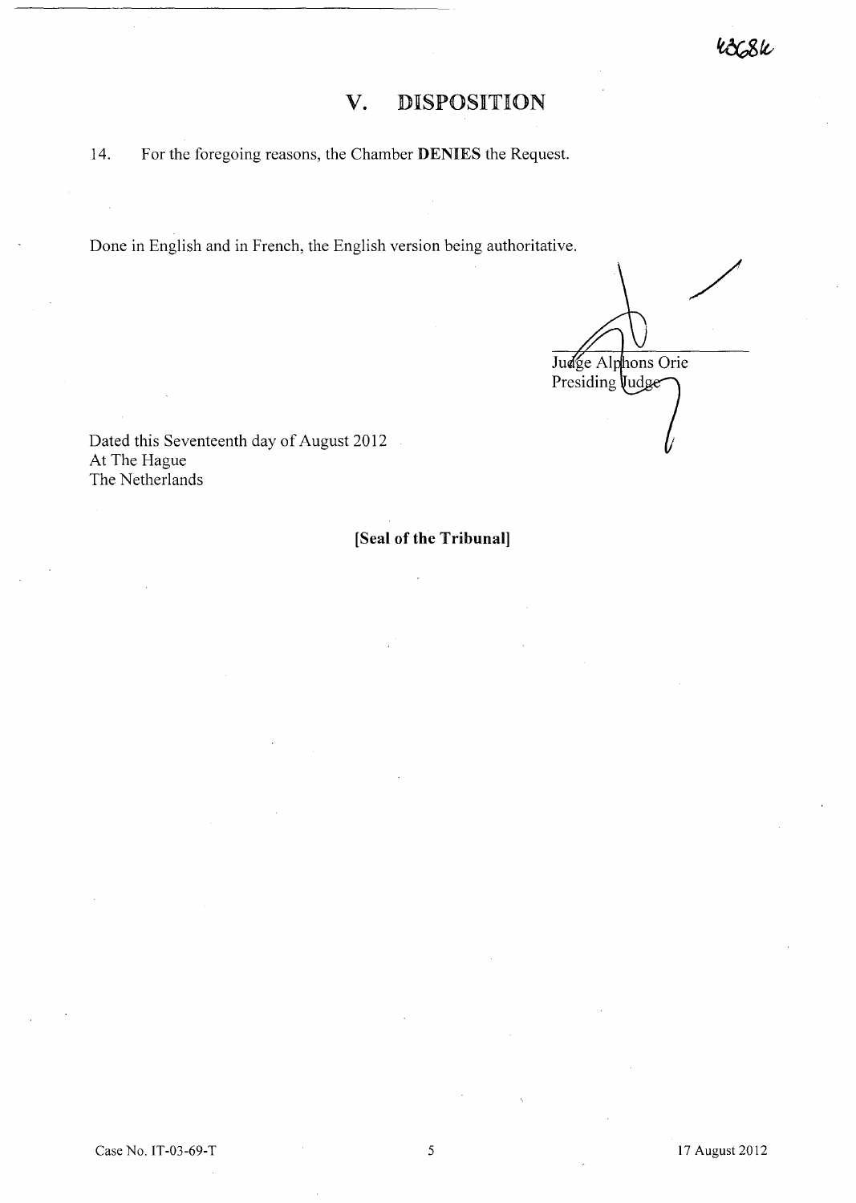## V. DISPOSITION

14. For the foregoing reasons, the Chamber **DENIES** the Request.

Done in English and in French, the English version being authoritative.

Judge Alphons Orie
Presiding Judge

Dated this Seventeenth day of August 2012
At The Hague
The Netherlands

**[Seal of the Tribunal]**